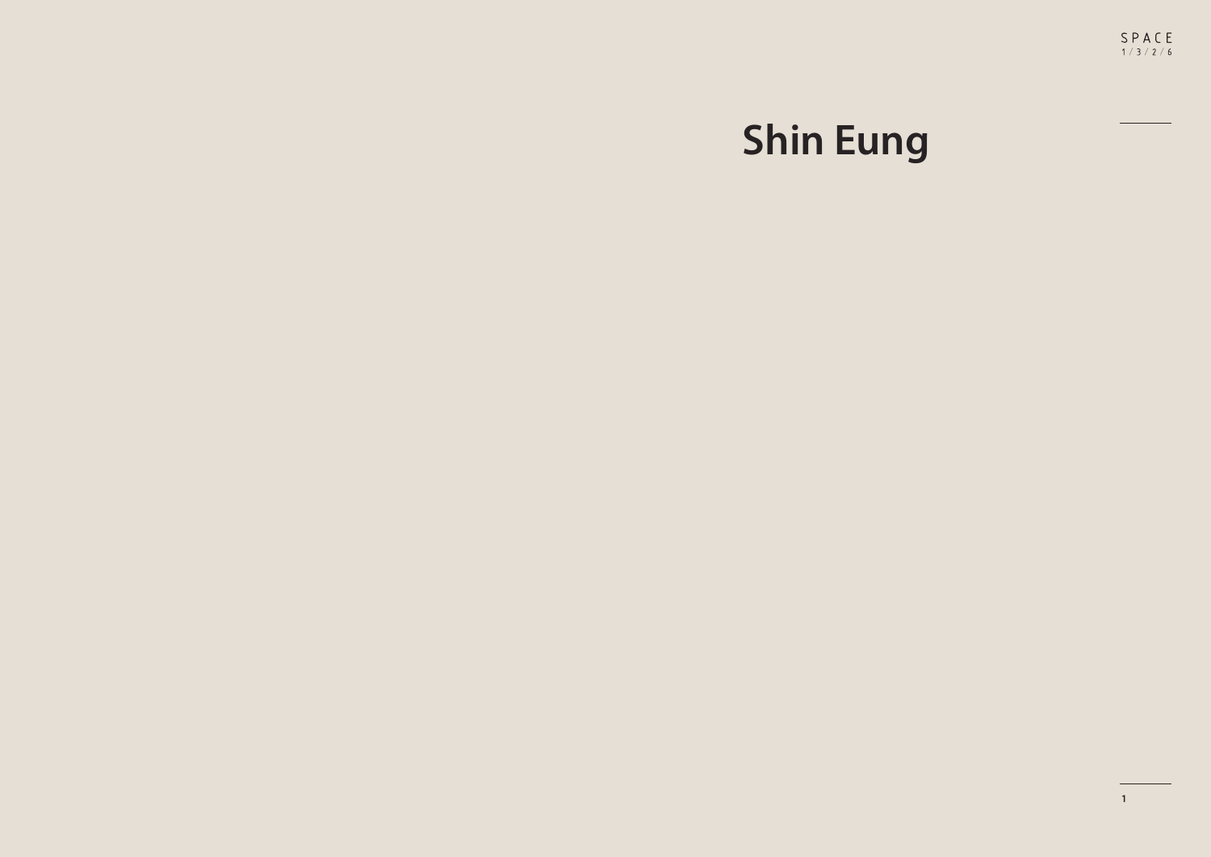# Shin Eung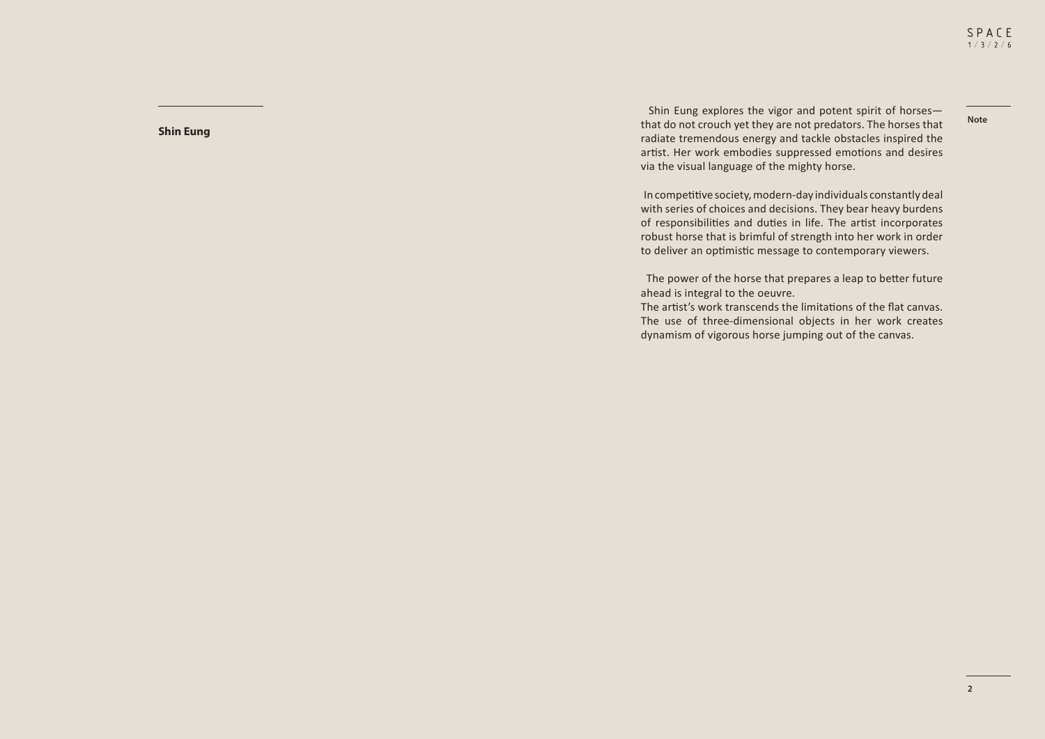**Shin Eung**

**Note**

Shin Eung explores the vigor and potent spirit of horses—that do not crouch yet they are not predators. The horses that radiate tremendous energy and tackle obstacles inspired the artist. Her work embodies suppressed emotions and desires via the visual language of the mighty horse.

In competitive society, modern-day individuals constantly deal with series of choices and decisions. They bear heavy burdens of responsibilities and duties in life. The artist incorporates robust horse that is brimful of strength into her work in order to deliver an optimistic message to contemporary viewers.

The power of the horse that prepares a leap to better future ahead is integral to the oeuvre.
The artist's work transcends the limitations of the flat canvas. The use of three-dimensional objects in her work creates dynamism of vigorous horse jumping out of the canvas.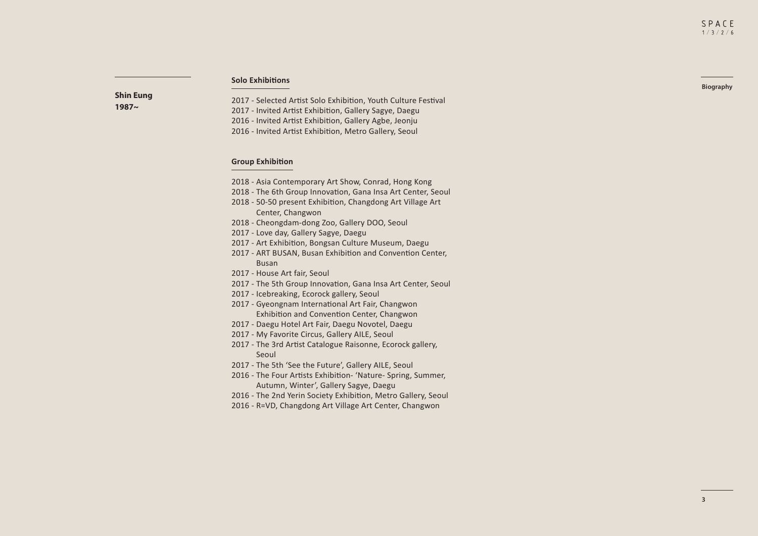**Shin Eung**
**1987~**

## Solo Exhibitions

2017 - Selected Artist Solo Exhibition, Youth Culture Festival
2017 - Invited Artist Exhibition, Gallery Sagye, Daegu
2016 - Invited Artist Exhibition, Gallery Agbe, Jeonju
2016 - Invited Artist Exhibition, Metro Gallery, Seoul

## Group Exhibition

2018 - Asia Contemporary Art Show, Conrad, Hong Kong
2018 - The 6th Group Innovation, Gana Insa Art Center, Seoul
2018 - 50-50 present Exhibition, Changdong Art Village Art Center, Changwon
2018 - Cheongdam-dong Zoo, Gallery DOO, Seoul
2017 - Love day, Gallery Sagye, Daegu
2017 - Art Exhibition, Bongsan Culture Museum, Daegu
2017 - ART BUSAN, Busan Exhibition and Convention Center, Busan
2017 - House Art fair, Seoul
2017 - The 5th Group Innovation, Gana Insa Art Center, Seoul
2017 - Icebreaking, Ecorock gallery, Seoul
2017 - Gyeongnam International Art Fair, Changwon Exhibition and Convention Center, Changwon
2017 - Daegu Hotel Art Fair, Daegu Novotel, Daegu
2017 - My Favorite Circus, Gallery AILE, Seoul
2017 - The 3rd Artist Catalogue Raisonne, Ecorock gallery, Seoul
2017 - The 5th 'See the Future', Gallery AILE, Seoul
2016 - The Four Artists Exhibition- 'Nature- Spring, Summer, Autumn, Winter', Gallery Sagye, Daegu
2016 - The 2nd Yerin Society Exhibition, Metro Gallery, Seoul
2016 - R=VD, Changdong Art Village Art Center, Changwon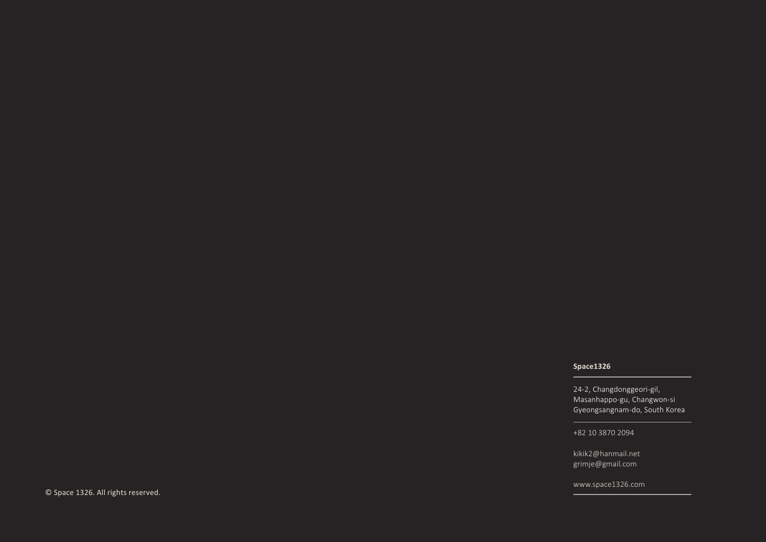**Space1326**

24-2, Changdonggeori-gil,
Masanhappo-gu, Changwon-si
Gyeongsangnam-do, South Korea

+82 10 3870 2094

kikik2@hanmail.net
grimje@gmail.com

www.space1326.com

© Space 1326. All rights reserved.